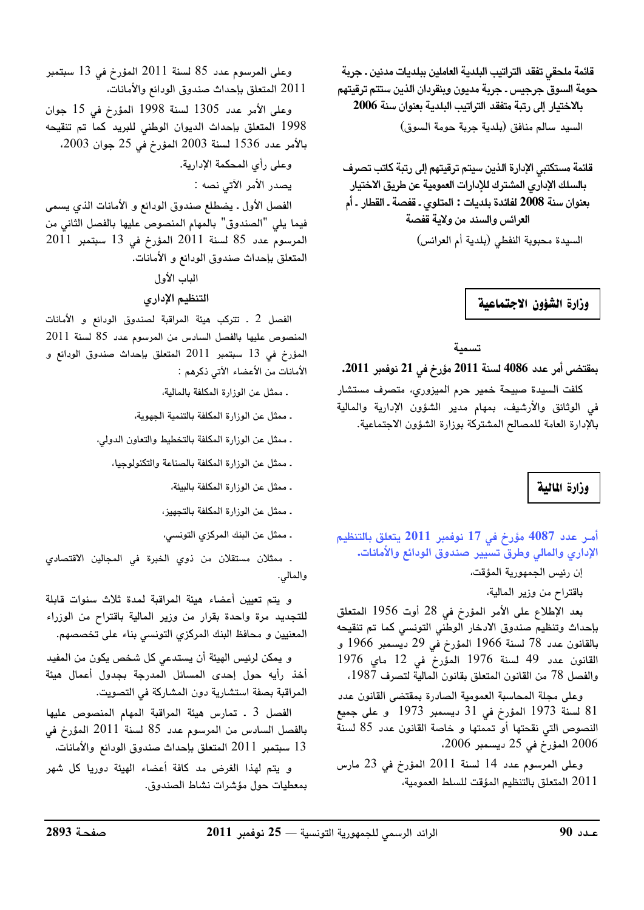**قائمة ملحقي تقفد التراتيب البلدية العاملين ببلديات مدنين - جربة حومة السوق جرجيس - جربة مدبون وبنقردان الذين ستتم ترقيتهم بالاختيار إلى رتبة متفقد التراتيب البلدية بعنوان سنة 2006**

السيد سالم منافق (بلدية جربة حومة السوق)

**قائمة مستكتبي الإدارة الذين سيتم ترقيتهم إلى رتبة كاتب تصرف بالسلك الإداري المشترك للإدارات العمومية عن طريق الاختيار بعنوان سنة 2008 لفائدة بلديات : المتلوي - قفصة - القطار - أم العرائس والسند من ولاية قفصة**

السيدة محبوبة النفطي (بلدية أم العرائس)

## وزارة الشؤون الاجتماعية

### تسمية

**بمقتضى أمر عدد 4086 لسنة 2011 مؤرخ في 21 نوفمبر 2011.**

كلفت السيدة صبيحة خمير حرم الميزوري، متصرف مستشار في الوثائق والأرشيف، بمهام مدير الشؤون الإدارية والمالية بالإدارة العامة للمصالح المشتركة بوزارة الشؤون الاجتماعية.

## وزارة المالية

### أمر عدد 4087 مؤرخ في 17 نوفمبر 2011 يتعلق بالتنظيم الإداري والمالي وطرق تسيير صندوق الودائع والأمانات.

إن رئيس الجمهورية المؤقت،

باقتراح من وزير المالية،

بعد الإطلاع على الأمر المؤرخ في 28 أوت 1956 المتعلق بإحداث وتنظيم صندوق الادخار الوطني التونسي كما تم تنقيحه بالقانون عدد 78 لسنة 1966 المؤرخ في 29 ديسمبر 1966 و القانون عدد 49 لسنة 1976 المؤرخ في 12 ماي 1976 والفصل 78 من القانون المتعلق بقانون المالية لتصرف 1987،

وعلى مجلة المحاسبة العمومية الصادرة بمقتضى القانون عدد 81 لسنة 1973 المؤرخ في 31 ديسمبر 1973 و على جميع النصوص التي نقحتها أو تممتها و خاصة القانون عدد 85 لسنة 2006 المؤرخ في 25 ديسمبر 2006،

وعلى المرسوم عدد 14 لسنة 2011 المؤرخ في 23 مارس 2011 المتعلق بالتنظيم المؤقت للسلط العمومية،

وعلى المرسوم عدد 85 لسنة 2011 المؤرخ في 13 سبتمبر 2011 المتعلق بإحداث صندوق الودائع والأمانات،

وعلى الأمر عدد 1305 لسنة 1998 المؤرخ في 15 جوان 1998 المتعلق بإحداث الديوان الوطني للبريد كما تم تنقيحه بالأمر عدد 1536 لسنة 2003 المؤرخ في 25 جوان 2003،

وعلى رأي المحكمة الإدارية.

يصدر الأمر الآتي نصه :

الفصل الأول . يضطلع صندوق الودائع و الأمانات الذي يسمى فيما يلي "الصندوق" بالمهام المنصوص عليها بالفصل الثاني من المرسوم عدد 85 لسنة 2011 المؤرخ في 13 سبتمبر 2011 المتعلق بإحداث صندوق الودائع و الأمانات.

### الباب الأول

### التنظيم الإداري

الفصل 2 . تتركب هيئة المراقبة لصندوق الودائع و الأمانات المنصوص عليها بالفصل السادس من المرسوم عدد 85 لسنة 2011 المؤرخ في 13 سبتمبر 2011 المتعلق بإحداث صندوق الودائع و الأمانات من الأعضاء الآتي ذكرهم :

- ممثل عن الوزارة المكلفة بالمالية،
- ممثل عن الوزارة المكلفة بالتنمية الجهوية،
- ممثل عن الوزارة المكلفة بالتخطيط والتعاون الدولي،
- ممثل عن الوزارة المكلفة بالصناعة والتكنولوجيا،
- ممثل عن الوزارة المكلفة بالبيئة،
- ممثل عن الوزارة المكلفة بالتجهيز،
- ممثل عن البنك المركزي التونسي،
- ممثلان مستقلان من ذوي الخبرة في المجالين الاقتصادي والمالي.

و يتم تعيين أعضاء هيئة المراقبة لمدة ثلاث سنوات قابلة للتجديد مرة واحدة بقرار من وزير المالية باقتراح من الوزراء المعنيين و محافظ البنك المركزي التونسي بناء على تخصصهم.

و يمكن لرئيس الهيئة أن يستدعي كل شخص يكون من المفيد أخذ رأيه حول إحدى المسائل المدرجة بجدول أعمال هيئة المراقبة بصفة استشارية دون المشاركة في التصويت.

الفصل 3 . تمارس هيئة المراقبة المهام المنصوص عليها بالفصل السادس من المرسوم عدد 85 لسنة 2011 المؤرخ في 13 سبتمبر 2011 المتعلق بإحداث صندوق الودائع والأمانات،

و يتم لهذا الغرض مد كافة أعضاء الهيئة دوريا كل شهر بمعطيات حول مؤشرات نشاط الصندوق.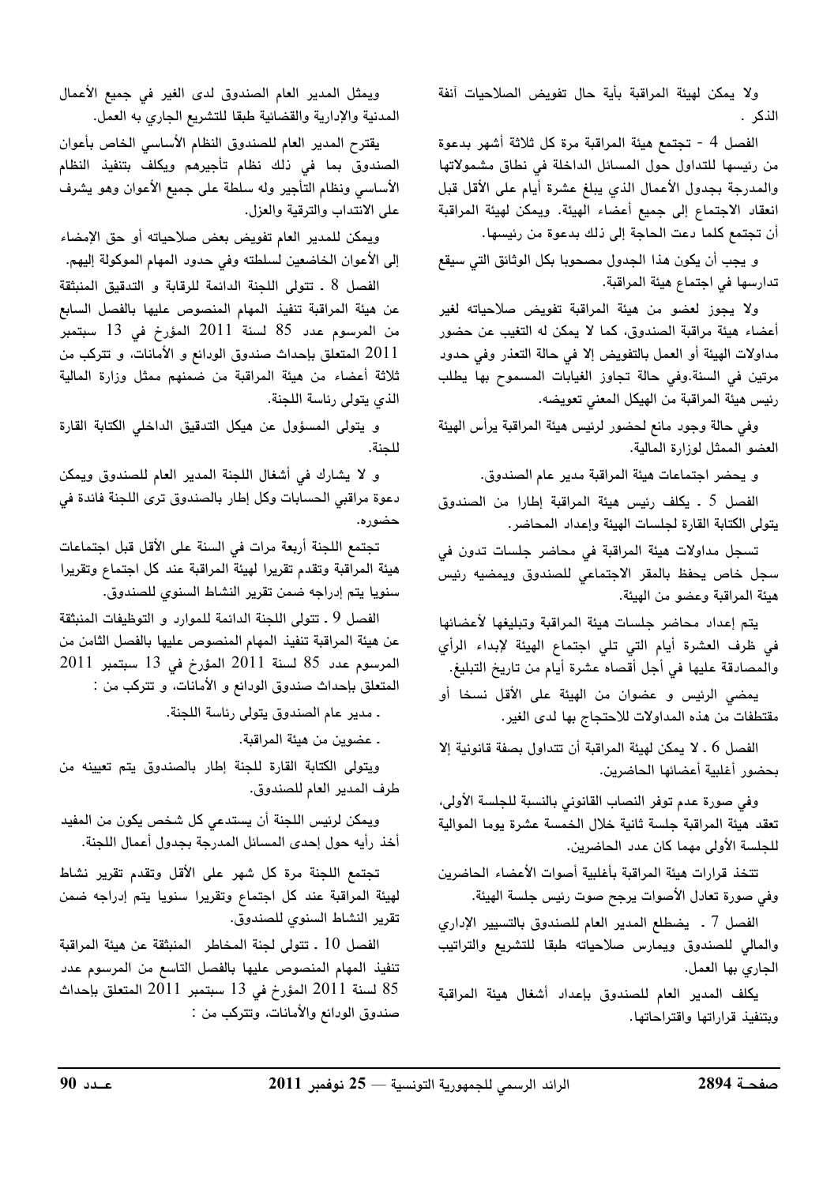ولا يمكن لهيئة المراقبة بأية حال تفويض الصلاحيات آنفة الذكر .

الفصل 4 - تجتمع هيئة المراقبة مرة كل ثلاثة أشهر بدعوة من رئيسها للتداول حول المسائل الداخلة في نطاق مشمولاتها والمدرجة بجدول الأعمال الذي يبلغ عشرة أيام على الأقل قبل انعقاد الاجتماع إلى جميع أعضاء الهيئة. ويمكن لهيئة المراقبة أن تجتمع كلما دعت الحاجة إلى ذلك بدعوة من رئيسها.

و يجب أن يكون هذا الجدول مصحوبا بكل الوثائق التي سيقع تدارسها في اجتماع هيئة المراقبة.

ولا يجوز لعضو من هيئة المراقبة تفويض صلاحياته لغير أعضاء هيئة مراقبة الصندوق، كما لا يمكن له التغيب عن حضور مداولات الهيئة أو العمل بالتفويض إلا في حالة التعذر وفي حدود مرتين في السنة.وفي حالة تجاوز الغيابات المسموح بها يطلب رئيس هيئة المراقبة من الهيكل المعني تعويضه.

وفي حالة وجود مانع لحضور لرئيس هيئة المراقبة يرأس الهيئة العضو الممثل لوزارة المالية.

و يحضر اجتماعات هيئة المراقبة مدير عام الصندوق.

الفصل 5 ـ يكلف رئيس هيئة المراقبة إطارا من الصندوق يتولى الكتابة القارة لجلسات الهيئة وإعداد المحاضر.

تسجل مداولات هيئة المراقبة في محاضر جلسات تدون في سجل خاص يحفظ بالمقر الاجتماعي للصندوق ويمضيه رئيس هيئة المراقبة وعضو من الهيئة.

يتم إعداد محاضر جلسات هيئة المراقبة وتبليغها لأعضائها في ظرف العشرة أيام التي تلي اجتماع الهيئة لإبداء الرأي والمصادقة عليها في أجل أقصاه عشرة أيام من تاريخ التبليغ.

يمضي الرئيس و عضوان من الهيئة على الأقل نسخا أو مقتطفات من هذه المداولات للاحتجاج بها لدى الغير.

الفصل 6 ـ لا يمكن لهيئة المراقبة أن تتداول بصفة قانونية إلا بحضور أغلبية أعضائها الحاضرين.

وفي صورة عدم توفر النصاب القانوني بالنسبة للجلسة الأولى، تعقد هيئة المراقبة جلسة ثانية خلال الخمسة عشرة يوما الموالية للجلسة الأولى مهما كان عدد الحاضرين.

تتخذ قرارات هيئة المراقبة بأغلبية أصوات الأعضاء الحاضرين وفي صورة تعادل الأصوات يرجح صوت رئيس جلسة الهيئة.

الفصل 7 ـ يضطلع المدير العام للصندوق بالتسيير الإداري والمالي للصندوق ويمارس صلاحياته طبقا للتشريع والتراتيب الجاري بها العمل.

يكلف المدير العام للصندوق بإعداد أشغال هيئة المراقبة وبتنفيذ قراراتها واقتراحاتها.

ويمثل المدير العام الصندوق لدى الغير في جميع الأعمال المدنية والإدارية والقضائية طبقا للتشريع الجاري به العمل.

يقترح المدير العام للصندوق النظام الأساسي الخاص بأعوان الصندوق بما في ذلك نظام تأجيرهم ويكلف بتنفيذ النظام الأساسي ونظام التأجير وله سلطة على جميع الأعوان وهو يشرف على الانتداب والترقية والعزل.

ويمكن للمدير العام تفويض بعض صلاحياته أو حق الإمضاء إلى الأعوان الخاضعين لسلطته وفي حدود المهام الموكولة إليهم.

الفصل 8 ـ تتولى اللجنة الدائمة للرقابة و التدقيق المنبثقة عن هيئة المراقبة تنفيذ المهام المنصوص عليها بالفصل السابع من المرسوم عدد 85 لسنة 2011 المؤرخ في 13 سبتمبر 2011 المتعلق بإحداث صندوق الودائع و الأمانات، و تتركب من ثلاثة أعضاء من هيئة المراقبة من ضمنهم ممثل وزارة المالية الذي يتولى رئاسة اللجنة.

و يتولى المسؤول عن هيكل التدقيق الداخلي الكتابة القارة للجنة.

و لا يشارك في أشغال اللجنة المدير العام للصندوق ويمكن دعوة مراقبي الحسابات وكل إطار بالصندوق ترى اللجنة فائدة في حضوره.

تجتمع اللجنة أربعة مرات في السنة على الأقل قبل اجتماعات هيئة المراقبة وتقدم تقريرا لهيئة المراقبة عند كل اجتماع وتقريرا سنويا يتم إدراجه ضمن تقرير النشاط السنوي للصندوق.

الفصل 9 ـ تتولى اللجنة الدائمة للموارد و التوظيفات المنبثقة عن هيئة المراقبة تنفيذ المهام المنصوص عليها بالفصل الثامن من المرسوم عدد 85 لسنة 2011 المؤرخ في 13 سبتمبر 2011 المتعلق بإحداث صندوق الودائع و الأمانات، و تتركب من :

- مدير عام الصندوق يتولى رئاسة اللجنة.
- عضوين من هيئة المراقبة.

ويتولى الكتابة القارة للجنة إطار بالصندوق يتم تعيينه من طرف المدير العام للصندوق.

ويمكن لرئيس اللجنة أن يستدعي كل شخص يكون من المفيد أخذ رأيه حول إحدى المسائل المدرجة بجدول أعمال اللجنة.

تجتمع اللجنة مرة كل شهر على الأقل وتقدم تقرير نشاط لهيئة المراقبة عند كل اجتماع وتقريرا سنويا يتم إدراجه ضمن تقرير النشاط السنوي للصندوق.

الفصل 10 ـ تتولى لجنة المخاطر المنبثقة عن هيئة المراقبة تنفيذ المهام المنصوص عليها بالفصل التاسع من المرسوم عدد 85 لسنة 2011 المؤرخ في 13 سبتمبر 2011 المتعلق بإحداث صندوق الودائع والأمانات، وتتركب من :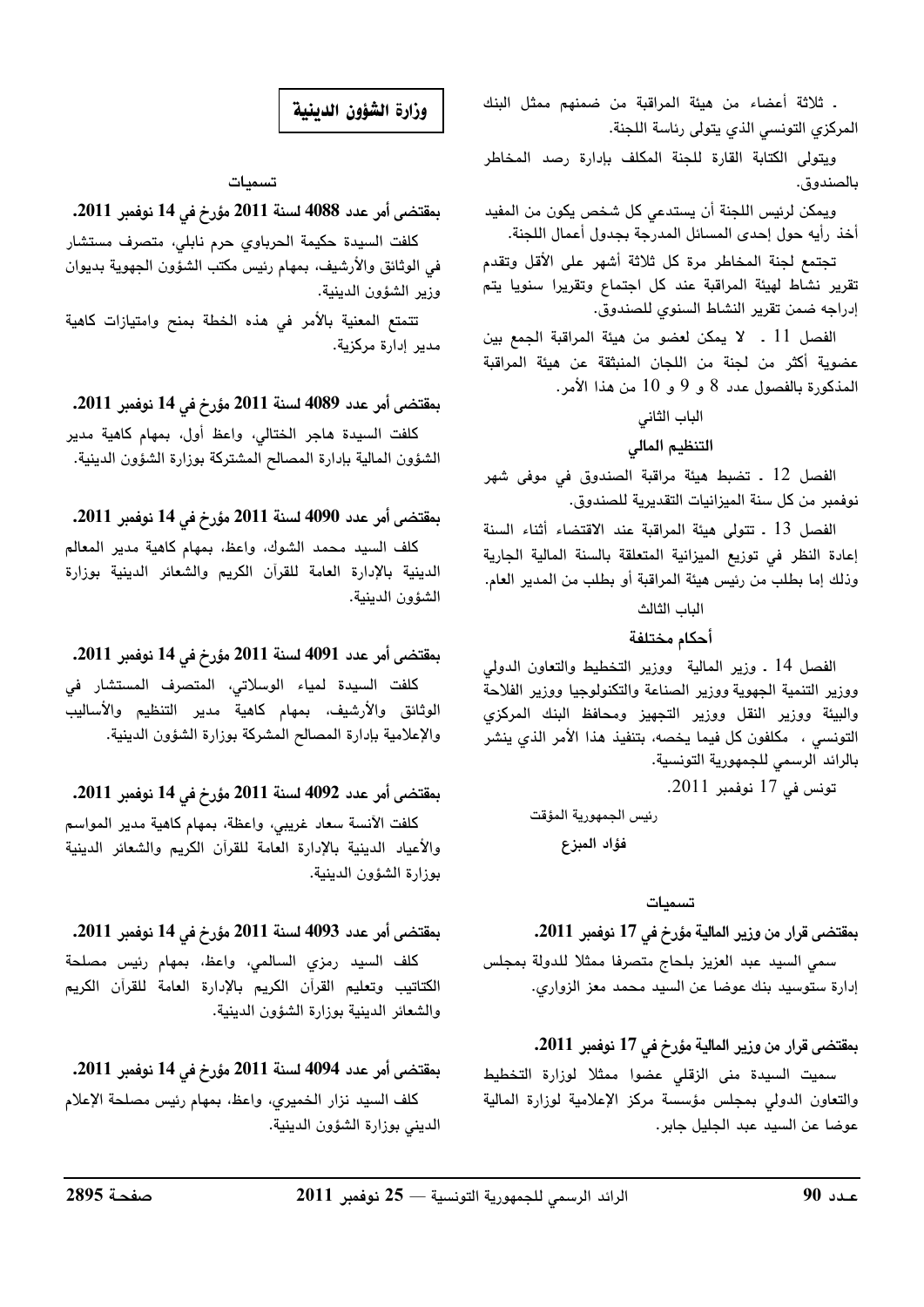. ثلاثة أعضاء من هيئة المراقبة من ضمنهم ممثل البنك المركزي التونسي الذي يتولى رئاسة اللجنة.

ويتولى الكتابة القارة للجنة المكلف بإدارة رصد المخاطر بالصندوق.

ويمكن لرئيس اللجنة أن يستدعي كل شخص يكون من المفيد أخذ رأيه حول إحدى المسائل المدرجة بجدول أعمال اللجنة.

تجتمع لجنة المخاطر مرة كل ثلاثة أشهر على الأقل وتقدم تقرير نشاط لهيئة المراقبة عند كل اجتماع وتقريرا سنويا يتم إدراجه ضمن تقرير النشاط السنوي للصندوق.

الفصل 11 . لا يمكن لعضو من هيئة المراقبة الجمع بين عضوية أكثر من لجنة من اللجان المنبثقة عن هيئة المراقبة المذكورة بالفصول عدد 8 و 9 و 10 من هذا الأمر.

### الباب الثاني

### التنظيم المالي

الفصل 12 . تضبط هيئة مراقبة الصندوق في موفى شهر نوفمبر من كل سنة الميزانيات التقديرية للصندوق.

الفصل 13 . تتولى هيئة المراقبة عند الاقتضاء أثناء السنة إعادة النظر في توزيع الميزانية المتعلقة بالسنة المالية الجارية وذلك إما بطلب من رئيس هيئة المراقبة أو بطلب من المدير العام.

### الباب الثالث

### أحكام مختلفة

الفصل 14 . وزير المالية  ووزير التخطيط والتعاون الدولي ووزير التنمية الجهوية ووزير الصناعة والتكنولوجيا ووزير الفلاحة والبيئة ووزير النقل ووزير التجهيز ومحافظ البنك المركزي التونسي ، مكلفون كل فيما يخصه، بتنفيذ هذا الأمر الذي ينشر بالرائد الرسمي للجمهورية التونسية.

تونس في 17 نوفمبر 2011.

رئيس الجمهورية المؤقت

**فؤاد المبزع**

### تسميات

**بمقتضى قرار من وزير المالية مؤرخ في 17 نوفمبر 2011.**

سمي السيد عبد العزيز بلحاج متصرفا ممثلا للدولة بمجلس إدارة ستوسيد بنك عوضا عن السيد محمد معز الزواري.

**بمقتضى قرار من وزير المالية مؤرخ في 17 نوفمبر 2011.**

سميت السيدة منى الزقلي عضوا ممثلا لوزارة التخطيط والتعاون الدولي بمجلس مؤسسة مركز الإعلامية لوزارة المالية عوضا عن السيد عبد الجليل جابر.

## وزارة الشؤون الدينية

### تسميات

**بمقتضى أمر عدد 4088 لسنة 2011 مؤرخ في 14 نوفمبر 2011.**

كلفت السيدة حكيمة الحرباوي حرم نابلي، متصرف مستشار في الوثائق والأرشيف، بمهام رئيس مكتب الشؤون الجهوية بديوان وزير الشؤون الدينية.

تتمتع المعنية بالأمر في هذه الخطة بمنح وامتيازات كاهية مدير إدارة مركزية.

**بمقتضى أمر عدد 4089 لسنة 2011 مؤرخ في 14 نوفمبر 2011.**

كلفت السيدة هاجر الختالي، واعظ أول، بمهام كاهية مدير الشؤون المالية بإدارة المصالح المشتركة بوزارة الشؤون الدينية.

**بمقتضى أمر عدد 4090 لسنة 2011 مؤرخ في 14 نوفمبر 2011.**

كلف السيد محمد الشوك، واعظ، بمهام كاهية مدير المعالم الدينية بالإدارة العامة للقرآن الكريم والشعائر الدينية بوزارة الشؤون الدينية.

**بمقتضى أمر عدد 4091 لسنة 2011 مؤرخ في 14 نوفمبر 2011.**

كلفت السيدة لمياء الوسلاتي، المتصرف المستشار في الوثائق والأرشيف، بمهام كاهية مدير التنظيم والأساليب والإعلامية بإدارة المصالح المشركة بوزارة الشؤون الدينية.

**بمقتضى أمر عدد 4092 لسنة 2011 مؤرخ في 14 نوفمبر 2011.**

كلفت الآنسة سعاد غريبي، واعظة، بمهام كاهية مدير المواسم والأعياد الدينية بالإدارة العامة للقرآن الكريم والشعائر الدينية بوزارة الشؤون الدينية.

**بمقتضى أمر عدد 4093 لسنة 2011 مؤرخ في 14 نوفمبر 2011.**

كلف السيد رمزي السالمي، واعظ، بمهام رئيس مصلحة الكتاتيب وتعليم القرآن الكريم بالإدارة العامة للقرآن الكريم والشعائر الدينية بوزارة الشؤون الدينية.

**بمقتضى أمر عدد 4094 لسنة 2011 مؤرخ في 14 نوفمبر 2011.**

كلف السيد نزار الخميري، واعظ، بمهام رئيس مصلحة الإعلام الديني بوزارة الشؤون الدينية.